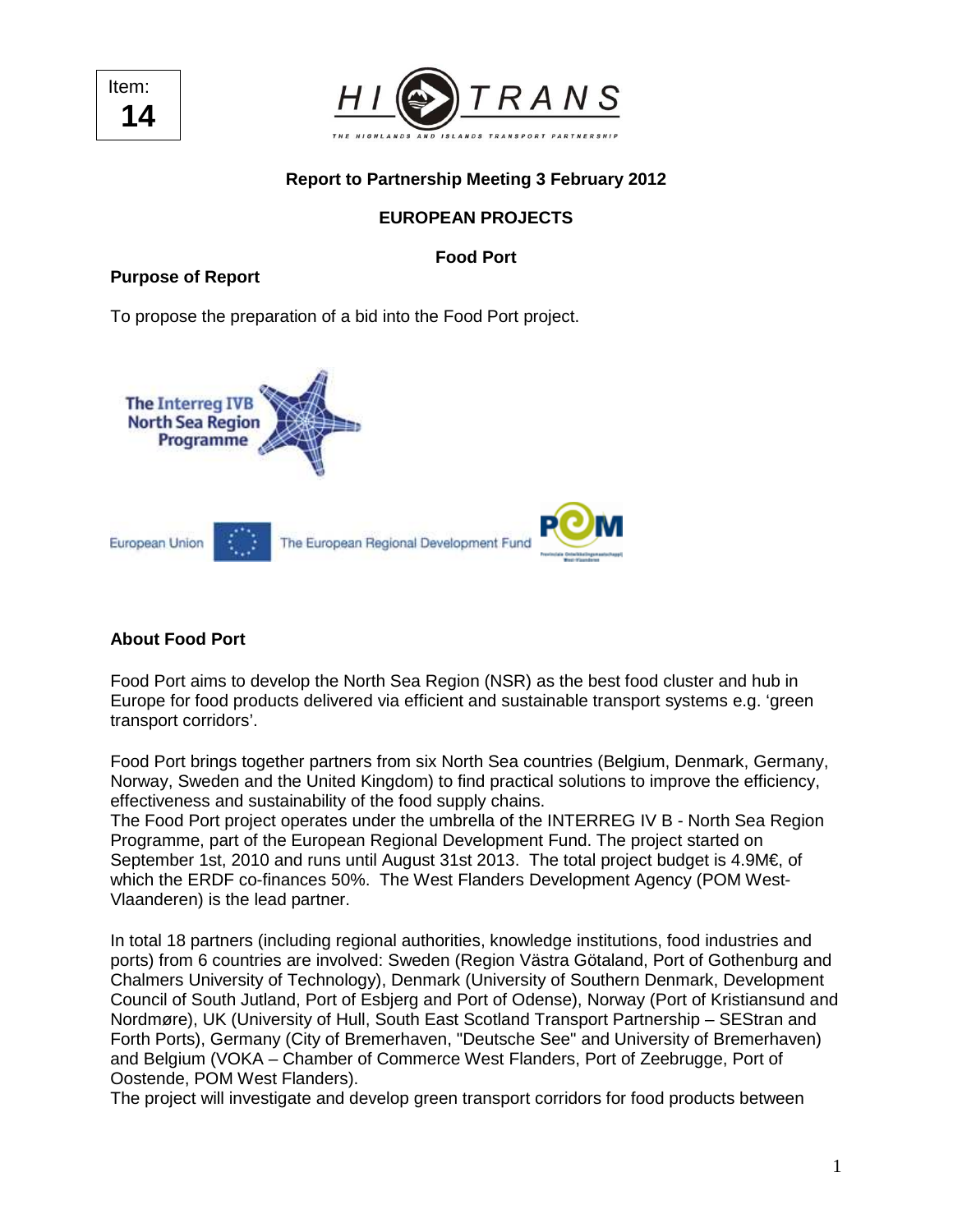Item:
**14**

HITRANS

THE HIGHLANDS AND ISLANDS TRANSPORT PARTNERSHIP

**Report to Partnership Meeting 3 February 2012**

**EUROPEAN PROJECTS**

**Food Port**

**Purpose of Report**

To propose the preparation of a bid into the Food Port project.

The Interreg IVB North Sea Region Programme

European Union The European Regional Development Fund

**About Food Port**

Food Port aims to develop the North Sea Region (NSR) as the best food cluster and hub in Europe for food products delivered via efficient and sustainable transport systems e.g. 'green transport corridors'.

Food Port brings together partners from six North Sea countries (Belgium, Denmark, Germany, Norway, Sweden and the United Kingdom) to find practical solutions to improve the efficiency, effectiveness and sustainability of the food supply chains.

The Food Port project operates under the umbrella of the INTERREG IV B - North Sea Region Programme, part of the European Regional Development Fund. The project started on September 1st, 2010 and runs until August 31st 2013. The total project budget is 4.9M€, of which the ERDF co-finances 50%. The West Flanders Development Agency (POM West-Vlaanderen) is the lead partner.

In total 18 partners (including regional authorities, knowledge institutions, food industries and ports) from 6 countries are involved: Sweden (Region Västra Götaland, Port of Gothenburg and Chalmers University of Technology), Denmark (University of Southern Denmark, Development Council of South Jutland, Port of Esbjerg and Port of Odense), Norway (Port of Kristiansund and Nordmøre), UK (University of Hull, South East Scotland Transport Partnership – SEStran and Forth Ports), Germany (City of Bremerhaven, "Deutsche See" and University of Bremerhaven) and Belgium (VOKA – Chamber of Commerce West Flanders, Port of Zeebrugge, Port of Oostende, POM West Flanders).

The project will investigate and develop green transport corridors for food products between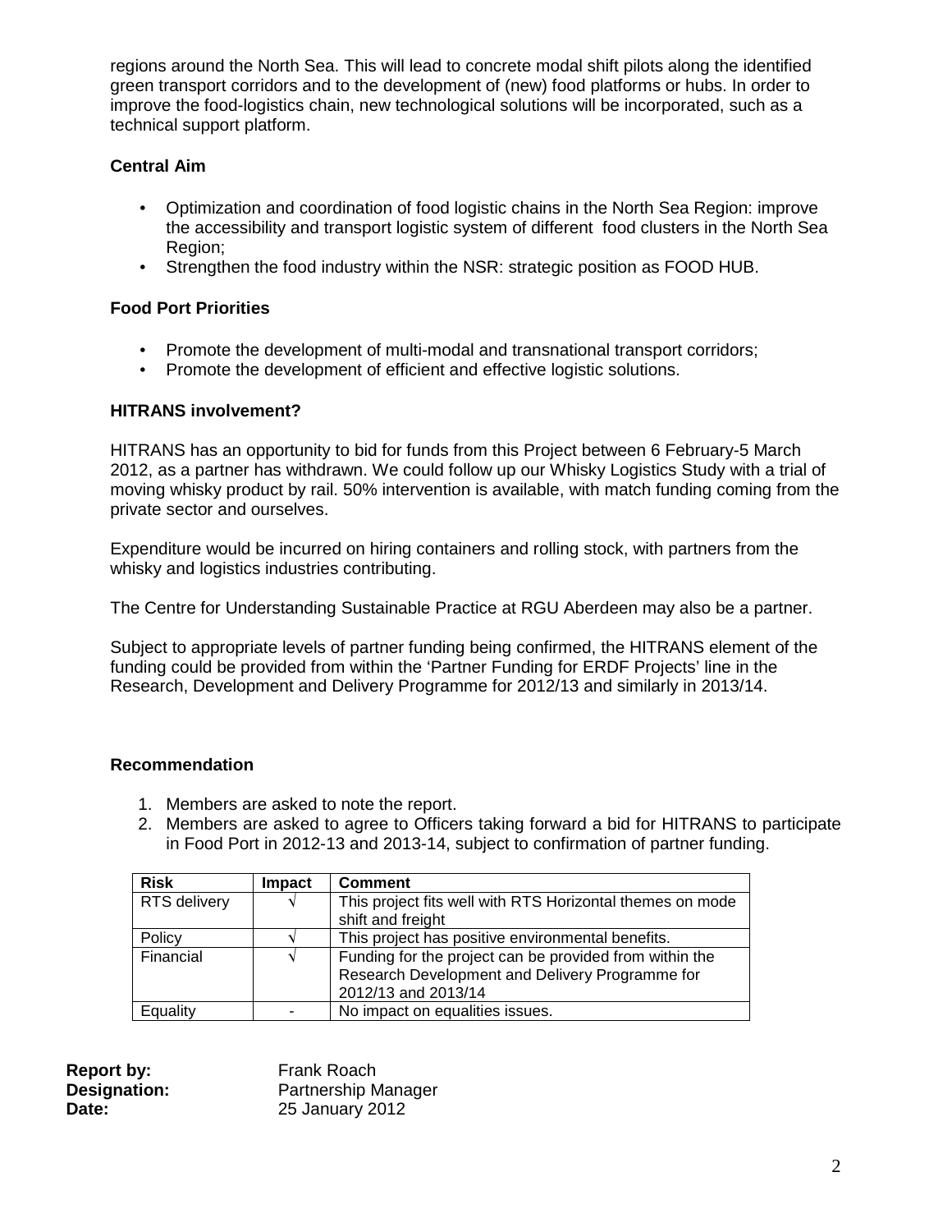regions around the North Sea. This will lead to concrete modal shift pilots along the identified green transport corridors and to the development of (new) food platforms or hubs. In order to improve the food-logistics chain, new technological solutions will be incorporated, such as a technical support platform.

### Central Aim

- Optimization and coordination of food logistic chains in the North Sea Region: improve the accessibility and transport logistic system of different food clusters in the North Sea Region;
- Strengthen the food industry within the NSR: strategic position as FOOD HUB.

### Food Port Priorities

- Promote the development of multi-modal and transnational transport corridors;
- Promote the development of efficient and effective logistic solutions.

### HITRANS involvement?

HITRANS has an opportunity to bid for funds from this Project between 6 February-5 March 2012, as a partner has withdrawn. We could follow up our Whisky Logistics Study with a trial of moving whisky product by rail. 50% intervention is available, with match funding coming from the private sector and ourselves.

Expenditure would be incurred on hiring containers and rolling stock, with partners from the whisky and logistics industries contributing.

The Centre for Understanding Sustainable Practice at RGU Aberdeen may also be a partner.

Subject to appropriate levels of partner funding being confirmed, the HITRANS element of the funding could be provided from within the 'Partner Funding for ERDF Projects' line in the Research, Development and Delivery Programme for 2012/13 and similarly in 2013/14.

### Recommendation

1. Members are asked to note the report.
2. Members are asked to agree to Officers taking forward a bid for HITRANS to participate in Food Port in 2012-13 and 2013-14, subject to confirmation of partner funding.

| Risk | Impact | Comment |
|---|---|---|
| RTS delivery | √ | This project fits well with RTS Horizontal themes on mode shift and freight |
| Policy | √ | This project has positive environmental benefits. |
| Financial | √ | Funding for the project can be provided from within the Research Development and Delivery Programme for 2012/13 and 2013/14 |
| Equality | - | No impact on equalities issues. |

**Report by:** Frank Roach
**Designation:** Partnership Manager
**Date:** 25 January 2012